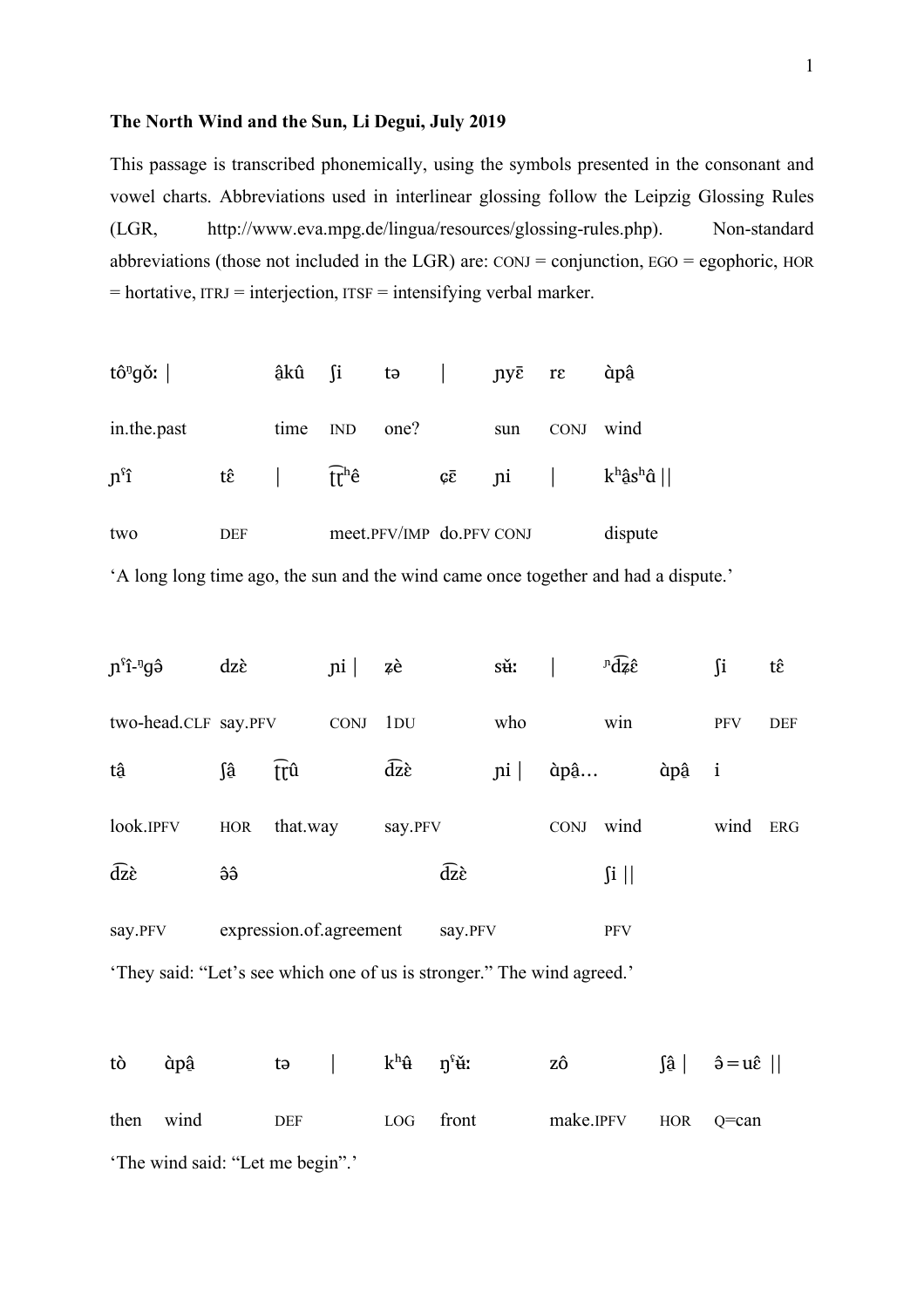**The North Wind and the Sun, Li Degui, July 2019**

This passage is transcribed phonemically, using the symbols presented in the consonant and vowel charts. Abbreviations used in interlinear glossing follow the Leipzig Glossing Rules (LGR, http://www.eva.mpg.de/lingua/resources/glossing-rules.php). Non-standard abbreviations (those not included in the LGR) are: CONJ = conjunction, EGO = egophoric, HOR = hortative, ITRJ = interjection, ITSF = intensifying verbal marker.

| tôᵑgǒː \| | | âkû | ʃi | tə | \| | ɲyē | rɛ | àpâ |
|---|---|---|---|---|---|---|---|---|
| in.the.past | | time | IND | one? | | sun | CONJ | wind |

| ɲˤî | tê | \| | t͡ʈʰê | ɕē | ɲi | \| | kʰâsʰû \|\| |
|---|---|---|---|---|---|---|---|
| two | DEF | | meet.PFV/IMP | do.PFV | CONJ | | dispute |

‘A long long time ago, the sun and the wind came once together and had a dispute.’

| ɲˤî-ᵑgə̂ | dzɛ̀ | ɲi \| | ʐè | sʉ̌ː | \| | ᶮd͡ʑɛ̂ | ʃi | tê |
|---|---|---|---|---|---|---|---|---|
| two-head.CLF | say.PFV | CONJ | 1DU | who | | win | PFV | DEF |

| tâ | ʃâ | t͡ʈû | d͡zɛ̀ | ɲi \| | àpâ… | àpâ | i |
|---|---|---|---|---|---|---|---|
| look.IPFV | HOR | that.way | say.PFV | CONJ | wind | wind | ERG |

| d͡zɛ̀ | ə̂ə̂ | d͡zɛ̀ | ʃi \|\| |
|---|---|---|---|
| say.PFV | expression.of.agreement | say.PFV | PFV |

‘They said: “Let’s see which one of us is stronger.” The wind agreed.’

| tò | àpâ | tə | \| | kʰʉ̂ | ŋˤʉ̆ː | zô | ʃâ \| | ə̂ = uɛ̂ \|\| |
|---|---|---|---|---|---|---|---|---|
| then | wind | DEF | | LOG | front | make.IPFV | HOR | Q=can |

‘The wind said: “Let me begin”.’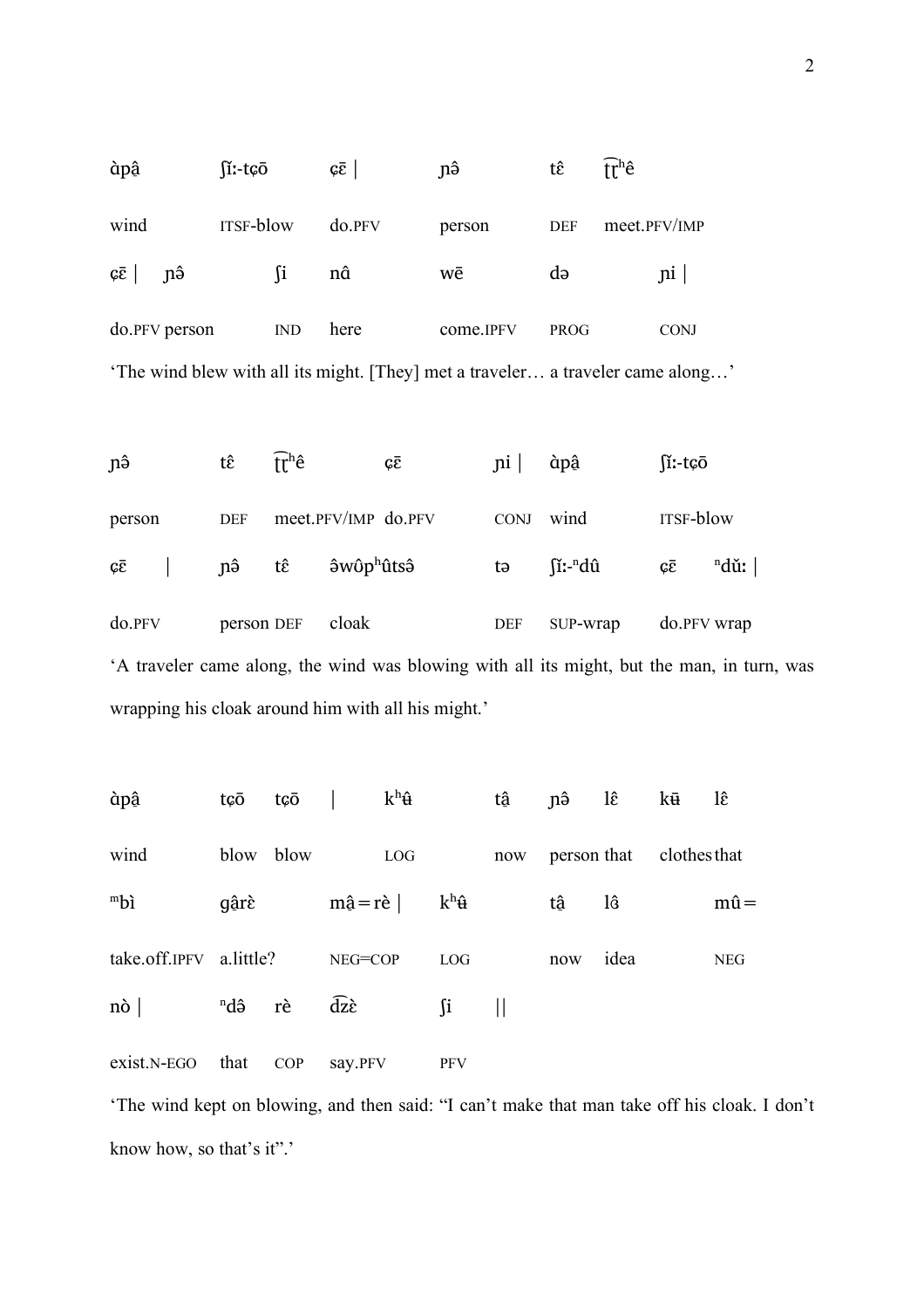| àpə̰̂ | ʃĩː-tɕō | ɕɛ̄ \| | ɲə̂ | tɛ̂ | ʈ͡ʈʰê |
|---|---|---|---|---|---|
| wind | ITSF-blow | do.PFV | person | DEF | meet.PFV/IMP |

| ɕɛ̄ \| | ɲə̂ | ʃi | nû | wē | də | ɲi \| |
|---|---|---|---|---|---|---|
| do.PFV | person | IND | here | come.IPFV | PROG | CONJ |

'The wind blew with all its might. [They] met a traveler… a traveler came along…'

| ɲə̂ | tɛ̂ | ʈ͡ʈʰê | ɕɛ̄ | ɲi \| | àpə̰̂ | ʃĩː-tɕō |
|---|---|---|---|---|---|---|
| person | DEF | meet.PFV/IMP | do.PFV | CONJ | wind | ITSF-blow |

| ɕɛ̄ \| | ɲə̂ | tɛ̂ | ə̂wôpʰûtsə̂ | tə | ʃĩː-ⁿdû | ɕɛ̄ | ⁿdǔː \| |
|---|---|---|---|---|---|---|---|
| do.PFV | person | DEF | cloak | DEF | SUP-wrap | do.PFV | wrap |

'A traveler came along, the wind was blowing with all its might, but the man, in turn, was wrapping his cloak around him with all his might.'

| àpə̰̂ | tɕō | tɕō \| | kʰʉ̂ | tə̰̂ | ɲə̂ | lɛ̂ | kʉ̄ | lɛ̂ |
|---|---|---|---|---|---|---|---|---|
| wind | blow | blow | LOG | now | person | that | clothes | that |

| ᵐbì | ɡə̰̂rɛ̀ | mə̰̂=rè \| | kʰʉ̂ | tə̰̂ | lɜ̂ | mû= |
|---|---|---|---|---|---|---|
| take.off.IPFV | a.little? | NEG=COP | LOG | now | idea | NEG |

| nò \| | ⁿdə̂ | rè | d͡zɛ̀ | ʃi \|\| |
|---|---|---|---|---|
| exist.N-EGO | that | COP | say.PFV | PFV |

'The wind kept on blowing, and then said: "I can't make that man take off his cloak. I don't know how, so that's it".'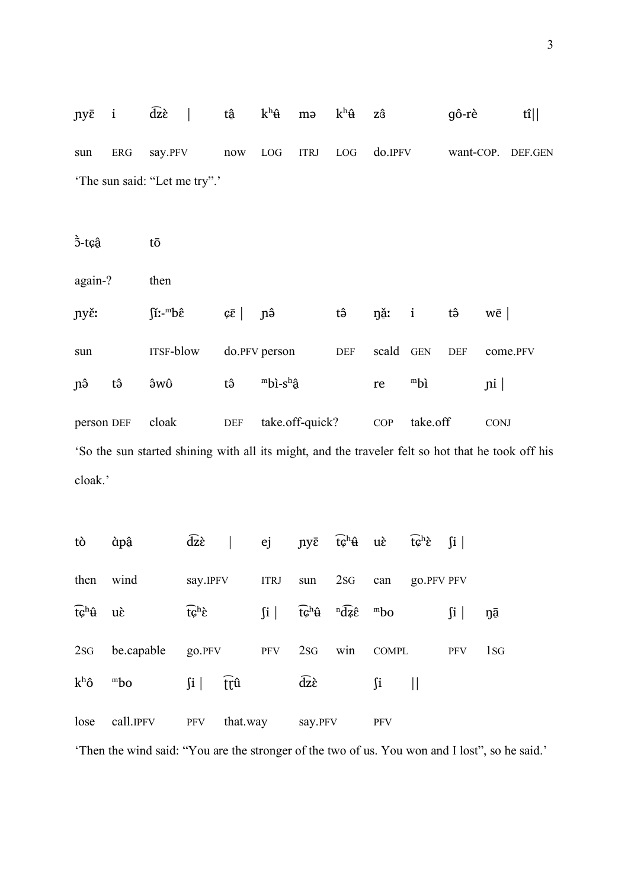| | | | | | | | | | | |
|---|---|---|---|---|---|---|---|---|---|---|
| ɲyɛ̄ | i | d͡zɛ̀ | \| | tə̂ | kʰʉ̂ | mə | kʰʉ̂ | zə̂ | gô-rè | tî\|\| |
| sun | ERG | say.PFV | | now | LOG | ITRJ | LOG | do.IPFV | want-COP. | DEF.GEN |

‘The sun said: “Let me try”.’

| | |
|---|---|
| ɔ̃̄-tɕə̂ | tō |
| again-? | then |

| | | | | | | | | |
|---|---|---|---|---|---|---|---|---|
| ɲyɛ̌ː | ʃǐː-ᵐbê | ɕɛ̄ \| | ɲə̂ | tə̂ | ŋǎː | i | tə̂ | wē \| |
| sun | ITSF-blow | do.PFV | person | DEF | scald | GEN | DEF | come.PFV |

| | | | | | | | |
|---|---|---|---|---|---|---|---|
| ɲə̂ | tə̂ | ə̂wô | tə̂ | ᵐbì-sʰə̂ | re | ᵐbì | ɲi \| |
| person | DEF | cloak | DEF | take.off-quick? | COP | take.off | CONJ |

‘So the sun started shining with all its might, and the traveler felt so hot that he took off his cloak.’

| | | | | | | | | | |
|---|---|---|---|---|---|---|---|---|---|
| tò | ɑ̀pə̂ | d͡zɛ̀ | \| | ej | ɲyɛ̄ | t͡ɕʰʉ̂ | uɛ̀ | t͡ɕʰɛ̀ | ʃi \| |
| then | wind | say.IPFV | | ITRJ | sun | 2SG | can | go.PFV | PFV |

| | | | | | | | | |
|---|---|---|---|---|---|---|---|---|
| t͡ɕʰʉ̂ | uɛ̀ | t͡ɕʰɛ̀ | ʃi \| | t͡ɕʰʉ̂ | ⁿd͡ʑɛ̂ | ᵐbo | ʃi \| | ŋā |
| 2SG | be.capable | go.PFV | PFV | 2SG | win | COMPL | PFV | 1SG |

| | | | | | | |
|---|---|---|---|---|---|---|
| kʰô | ᵐbo | ʃi \| | ʈ͡ʈû | d͡zɛ̀ | ʃi | \|\| |
| lose | call.IPFV | PFV | that.way | say.PFV | PFV | |

‘Then the wind said: “You are the stronger of the two of us. You won and I lost”, so he said.’